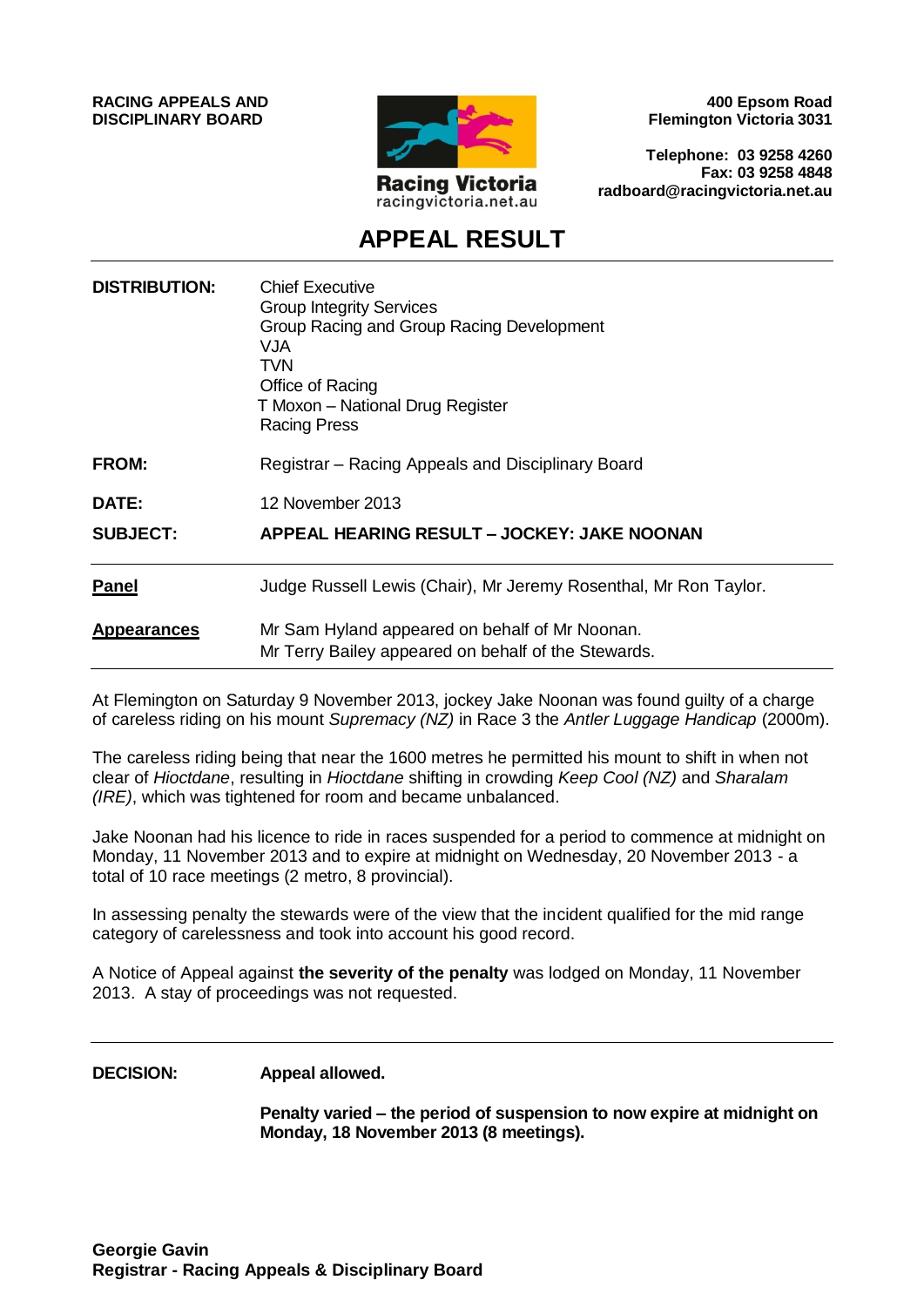**RACING APPEALS AND DISCIPLINARY BOARD**

Racing Victoria
racingvictoria.net.au

**400 Epsom Road**
**Flemington Victoria 3031**

**Telephone: 03 9258 4260**
**Fax: 03 9258 4848**
**radboard@racingvictoria.net.au**

# APPEAL RESULT

| | |
|---|---|
| **DISTRIBUTION:** | Chief Executive<br>Group Integrity Services<br>Group Racing and Group Racing Development<br>VJA<br>TVN<br>Office of Racing<br>T Moxon – National Drug Register<br>Racing Press |
| **FROM:** | Registrar – Racing Appeals and Disciplinary Board |
| **DATE:** | 12 November 2013 |
| **SUBJECT:** | **APPEAL HEARING RESULT – JOCKEY: JAKE NOONAN** |

**Panel** Judge Russell Lewis (Chair), Mr Jeremy Rosenthal, Mr Ron Taylor.

**Appearances** Mr Sam Hyland appeared on behalf of Mr Noonan.
Mr Terry Bailey appeared on behalf of the Stewards.

At Flemington on Saturday 9 November 2013, jockey Jake Noonan was found guilty of a charge of careless riding on his mount *Supremacy (NZ)* in Race 3 the *Antler Luggage Handicap* (2000m).

The careless riding being that near the 1600 metres he permitted his mount to shift in when not clear of *Hioctdane*, resulting in *Hioctdane* shifting in crowding *Keep Cool (NZ)* and *Sharalam (IRE)*, which was tightened for room and became unbalanced.

Jake Noonan had his licence to ride in races suspended for a period to commence at midnight on Monday, 11 November 2013 and to expire at midnight on Wednesday, 20 November 2013 - a total of 10 race meetings (2 metro, 8 provincial).

In assessing penalty the stewards were of the view that the incident qualified for the mid range category of carelessness and took into account his good record.

A Notice of Appeal against **the severity of the penalty** was lodged on Monday, 11 November 2013. A stay of proceedings was not requested.

---

**DECISION:** **Appeal allowed.**

**Penalty varied – the period of suspension to now expire at midnight on Monday, 18 November 2013 (8 meetings).**

**Georgie Gavin**
**Registrar - Racing Appeals & Disciplinary Board**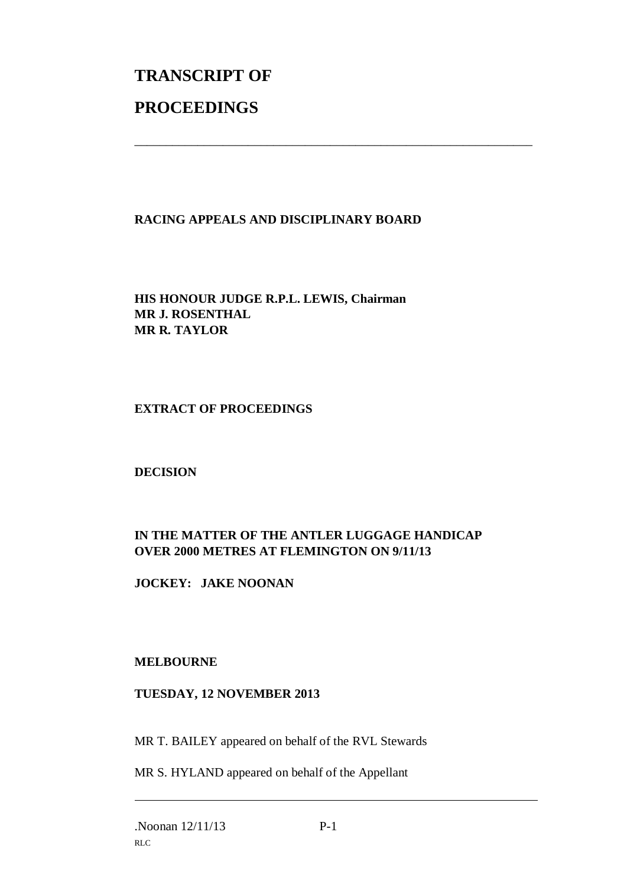# TRANSCRIPT OF

# PROCEEDINGS

---

**RACING APPEALS AND DISCIPLINARY BOARD**

**HIS HONOUR JUDGE R.P.L. LEWIS, Chairman**
**MR J. ROSENTHAL**
**MR R. TAYLOR**

**EXTRACT OF PROCEEDINGS**

**DECISION**

**IN THE MATTER OF THE ANTLER LUGGAGE HANDICAP OVER 2000 METRES AT FLEMINGTON ON 9/11/13**

**JOCKEY: JAKE NOONAN**

**MELBOURNE**

**TUESDAY, 12 NOVEMBER 2013**

MR T. BAILEY appeared on behalf of the RVL Stewards

MR S. HYLAND appeared on behalf of the Appellant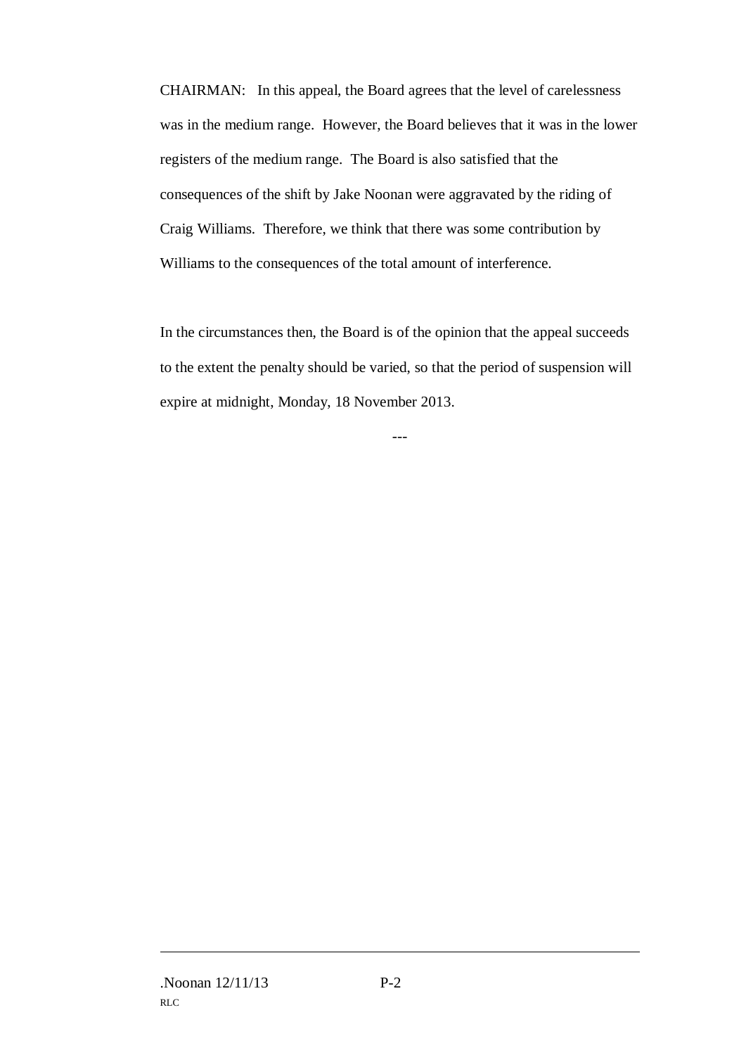CHAIRMAN: In this appeal, the Board agrees that the level of carelessness was in the medium range. However, the Board believes that it was in the lower registers of the medium range. The Board is also satisfied that the consequences of the shift by Jake Noonan were aggravated by the riding of Craig Williams. Therefore, we think that there was some contribution by Williams to the consequences of the total amount of interference.

In the circumstances then, the Board is of the opinion that the appeal succeeds to the extent the penalty should be varied, so that the period of suspension will expire at midnight, Monday, 18 November 2013.

---